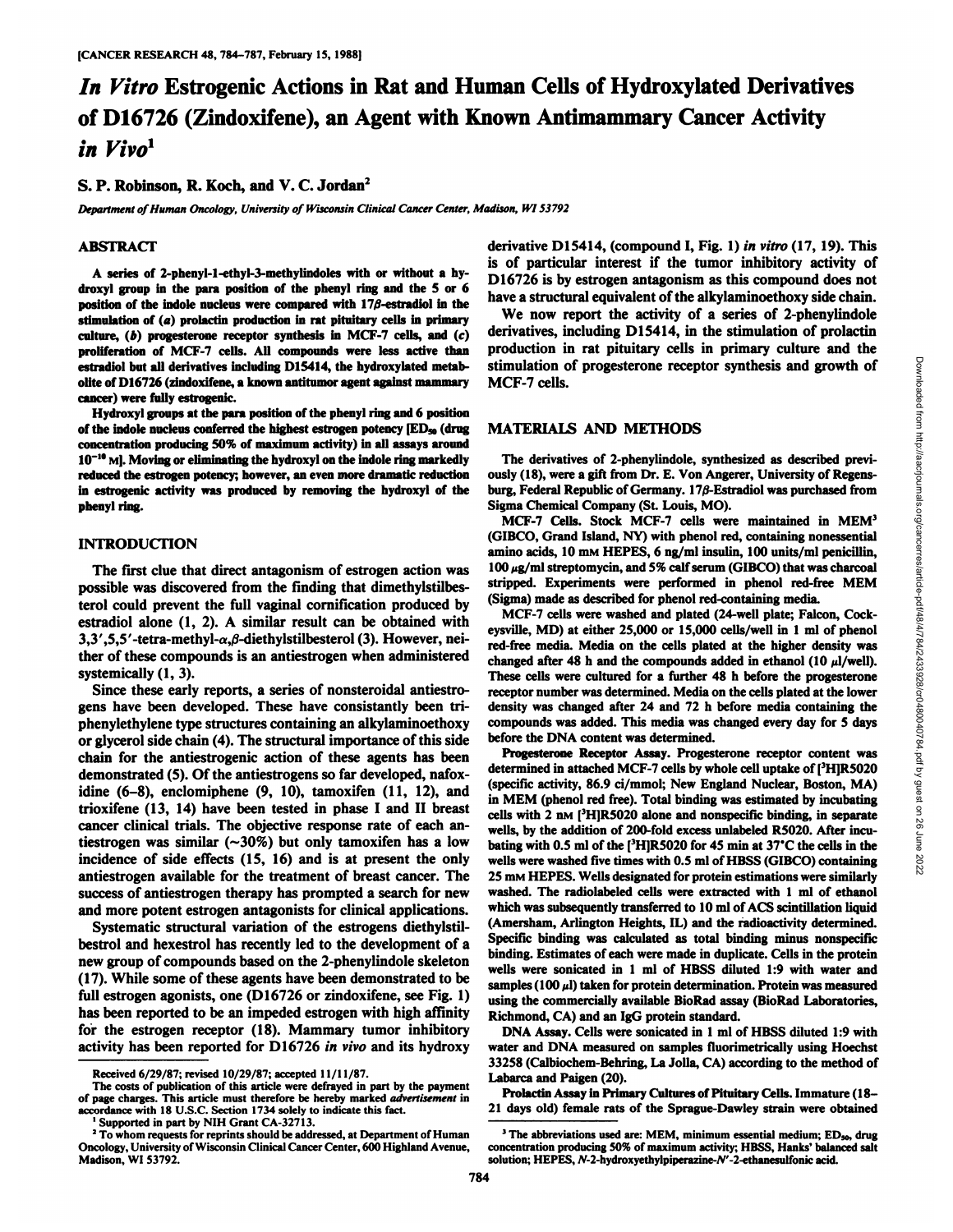# *In Vitro* Estrogenic Actions in Rat and Human Cells of Hydroxylated Derivatives of D16726 (Zindoxifene), an Agent with Known Antimammary Cancer Activity *in Vivo*[1]

S. P. Robinson, R. Koch, and V. C. Jordan[2]

*Department of Human Oncology, University of Wisconsin Clinical Cancer Center, Madison, WI 53792*

## ABSTRACT

A series of 2-phenyl-1-ethyl-3-methylindoles with or without a hydroxyl group in the para position of the phenyl ring and the 5 or 6 position of the indole nucleus were compared with 17β-estradiol in the stimulation of (*a*) prolactin production in rat pituitary cells in primary culture, (*b*) progesterone receptor synthesis in MCF-7 cells, and (*c*) proliferation of MCF-7 cells. All compounds were less active than estradiol but all derivatives including D15414, the hydroxylated metabolite of D16726 (zindoxifene, a known antitumor agent against mammary cancer) were fully estrogenic.

Hydroxyl groups at the para position of the phenyl ring and 6 position of the indole nucleus conferred the highest estrogen potency [$ED_{50}$ (drug concentration producing 50% of maximum activity) in all assays around $10^{-10}$ M]. Moving or eliminating the hydroxyl on the indole ring markedly reduced the estrogen potency; however, an even more dramatic reduction in estrogenic activity was produced by removing the hydroxyl of the phenyl ring.

## INTRODUCTION

The first clue that direct antagonism of estrogen action was possible was discovered from the finding that dimethylstilbesterol could prevent the full vaginal cornification produced by estradiol alone (1, 2). A similar result can be obtained with 3,3',5,5'-tetra-methyl-α,β-diethylstilbesterol (3). However, neither of these compounds is an antiestrogen when administered systemically (1, 3).

Since these early reports, a series of nonsteroidal antiestrogens have been developed. These have consistantly been triphenylethylene type structures containing an alkylaminoethoxy or glycerol side chain (4). The structural importance of this side chain for the antiestrogenic action of these agents has been demonstrated (5). Of the antiestrogens so far developed, nafoxidine (6–8), enclomiphene (9, 10), tamoxifen (11, 12), and trioxifene (13, 14) have been tested in phase I and II breast cancer clinical trials. The objective response rate of each antiestrogen was similar (~30%) but only tamoxifen has a low incidence of side effects (15, 16) and is at present the only antiestrogen available for the treatment of breast cancer. The success of antiestrogen therapy has prompted a search for new and more potent estrogen antagonists for clinical applications.

Systematic structural variation of the estrogens diethylstilbestrol and hexestrol has recently led to the development of a new group of compounds based on the 2-phenylindole skeleton (17). While some of these agents have been demonstrated to be full estrogen agonists, one (D16726 or zindoxifene, see Fig. 1) has been reported to be an impeded estrogen with high affinity for the estrogen receptor (18). Mammary tumor inhibitory activity has been reported for D16726 *in vivo* and its hydroxy derivative D15414, (compound I, Fig. 1) *in vitro* (17, 19). This is of particular interest if the tumor inhibitory activity of D16726 is by estrogen antagonism as this compound does not have a structural equivalent of the alkylaminoethoxy side chain.

We now report the activity of a series of 2-phenylindole derivatives, including D15414, in the stimulation of prolactin production in rat pituitary cells in primary culture and the stimulation of progesterone receptor synthesis and growth of MCF-7 cells.

## MATERIALS AND METHODS

The derivatives of 2-phenylindole, synthesized as described previously (18), were a gift from Dr. E. Von Angerer, University of Regensburg, Federal Republic of Germany. 17β-Estradiol was purchased from Sigma Chemical Company (St. Louis, MO).

**MCF-7 Cells.** Stock MCF-7 cells were maintained in MEM[3] (GIBCO, Grand Island, NY) with phenol red, containing nonessential amino acids, 10 mM HEPES, 6 ng/ml insulin, 100 units/ml penicillin, 100 μg/ml streptomycin, and 5% calf serum (GIBCO) that was charcoal stripped. Experiments were performed in phenol red-free MEM (Sigma) made as described for phenol red-containing media.

MCF-7 cells were washed and plated (24-well plate; Falcon, Cockeysville, MD) at either 25,000 or 15,000 cells/well in 1 ml of phenol red-free media. Media on the cells plated at the higher density was changed after 48 h and the compounds added in ethanol (10 μl/well). These cells were cultured for a further 48 h before the progesterone receptor number was determined. Media on the cells plated at the lower density was changed after 24 and 72 h before media containing the compounds was added. This media was changed every day for 5 days before the DNA content was determined.

**Progesterone Receptor Assay.** Progesterone receptor content was determined in attached MCF-7 cells by whole cell uptake of [$^3$H]R5020 (specific activity, 86.9 ci/mmol; New England Nuclear, Boston, MA) in MEM (phenol red free). Total binding was estimated by incubating cells with 2 nM [$^3$H]R5020 alone and nonspecific binding, in separate wells, by the addition of 200-fold excess unlabeled R5020. After incubating with 0.5 ml of the [$^3$H]R5020 for 45 min at 37°C the cells in the wells were washed five times with 0.5 ml of HBSS (GIBCO) containing 25 mM HEPES. Wells designated for protein estimations were similarly washed. The radiolabeled cells were extracted with 1 ml of ethanol which was subsequently transferred to 10 ml of ACS scintillation liquid (Amersham, Arlington Heights, IL) and the radioactivity determined. Specific binding was calculated as total binding minus nonspecific binding. Estimates of each were made in duplicate. Cells in the protein wells were sonicated in 1 ml of HBSS diluted 1:9 with water and samples (100 μl) taken for protein determination. Protein was measured using the commercially available BioRad assay (BioRad Laboratories, Richmond, CA) and an IgG protein standard.

**DNA Assay.** Cells were sonicated in 1 ml of HBSS diluted 1:9 with water and DNA measured on samples fluorimetrically using Hoechst 33258 (Calbiochem-Behring, La Jolla, CA) according to the method of Labarca and Paigen (20).

**Prolactin Assay in Primary Cultures of Pituitary Cells.** Immature (18–21 days old) female rats of the Sprague-Dawley strain were obtained

---

Received 6/29/87; revised 10/29/87; accepted 11/11/87.

The costs of publication of this article were defrayed in part by the payment of page charges. This article must therefore be hereby marked *advertisement* in accordance with 18 U.S.C. Section 1734 solely to indicate this fact.

[1] Supported in part by NIH Grant CA-32713.

[2] To whom requests for reprints should be addressed, at Department of Human Oncology, University of Wisconsin Clinical Cancer Center, 600 Highland Avenue, Madison, WI 53792.

[3] The abbreviations used are: MEM, minimum essential medium; $ED_{50}$, drug concentration producing 50% of maximum activity; HBSS, Hanks' balanced salt solution; HEPES, *N*-2-hydroxyethylpiperazine-*N'*-2-ethanesulfonic acid.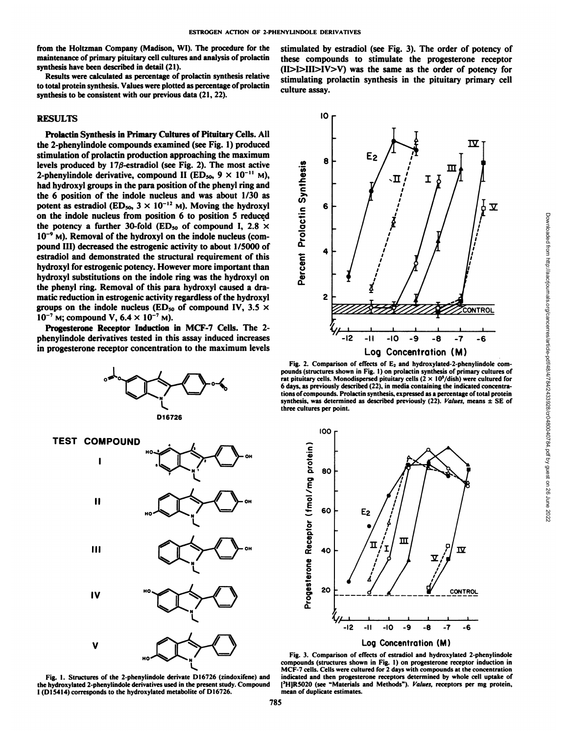from the Holtzman Company (Madison, WI). The procedure for the maintenance of primary pituitary cell cultures and analysis of prolactin synthesis have been described in detail (21).

Results were calculated as percentage of prolactin synthesis relative to total protein synthesis. Values were plotted as percentage of prolactin synthesis to be consistent with our previous data (21, 22).

## RESULTS

**Prolactin Synthesis in Primary Cultures of Pituitary Cells.** All the 2-phenylindole compounds examined (see Fig. 1) produced stimulation of prolactin production approaching the maximum levels produced by 17β-estradiol (see Fig. 2). The most active 2-phenylindole derivative, compound II ($ED_{50}$, $9 \times 10^{-11}$ M), had hydroxyl groups in the para position of the phenyl ring and the 6 position of the indole nucleus and was about 1/30 as potent as estradiol ($ED_{50}$, $3 \times 10^{-12}$ M). Moving the hydroxyl on the indole nucleus from position 6 to position 5 reduced the potency a further 30-fold ($ED_{50}$ of compound I, $2.8 \times 10^{-9}$ M). Removal of the hydroxyl on the indole nucleus (compound III) decreased the estrogenic activity to about 1/5000 of estradiol and demonstrated the structural requirement of this hydroxyl for estrogenic potency. However more important than hydroxyl substitutions on the indole ring was the hydroxyl on the phenyl ring. Removal of this para hydroxyl caused a dramatic reduction in estrogenic activity regardless of the hydroxyl groups on the indole nucleus ($ED_{50}$ of compound IV, $3.5 \times 10^{-7}$ M; compound V, $6.4 \times 10^{-7}$ M).

**Progesterone Receptor Induction in MCF-7 Cells.** The 2-phenylindole derivatives tested in this assay induced increases in progesterone receptor concentration to the maximum levels stimulated by estradiol (see Fig. 3). The order of potency of these compounds to stimulate the progesterone receptor (II>I>III>IV>V) was the same as the order of potency for stimulating prolactin synthesis in the pituitary primary cell culture assay.

Fig. 2. Comparison of effects of $E_2$ and hydroxylated-2-phenylindole compounds (structures shown in Fig. 1) on prolactin synthesis of primary cultures of rat pituitary cells. Monodispersed pituitary cells ($2 \times 10^5$/dish) were cultured for 6 days, as previously described (22), in media containing the indicated concentrations of compounds. Prolactin synthesis, expressed as a percentage of total protein synthesis, was determined as described previously (22). *Values*, means ± SE of three cultures per point.

Fig. 1. Structures of the 2-phenylindole derivate D16726 (zindoxifene) and the hydroxylated 2-phenylindole derivatives used in the present study. Compound I (D15414) corresponds to the hydroxylated metabolite of D16726.

Fig. 3. Comparison of effects of estradiol and hydroxylated 2-phenylindole compounds (structures shown in Fig. 1) on progesterone receptor induction in MCF-7 cells. Cells were cultured for 2 days with compounds at the concentration indicated and then progesterone receptors determined by whole cell uptake of [$^3$H]R5020 (see "Materials and Methods"). *Values*, receptors per mg protein, mean of duplicate estimates.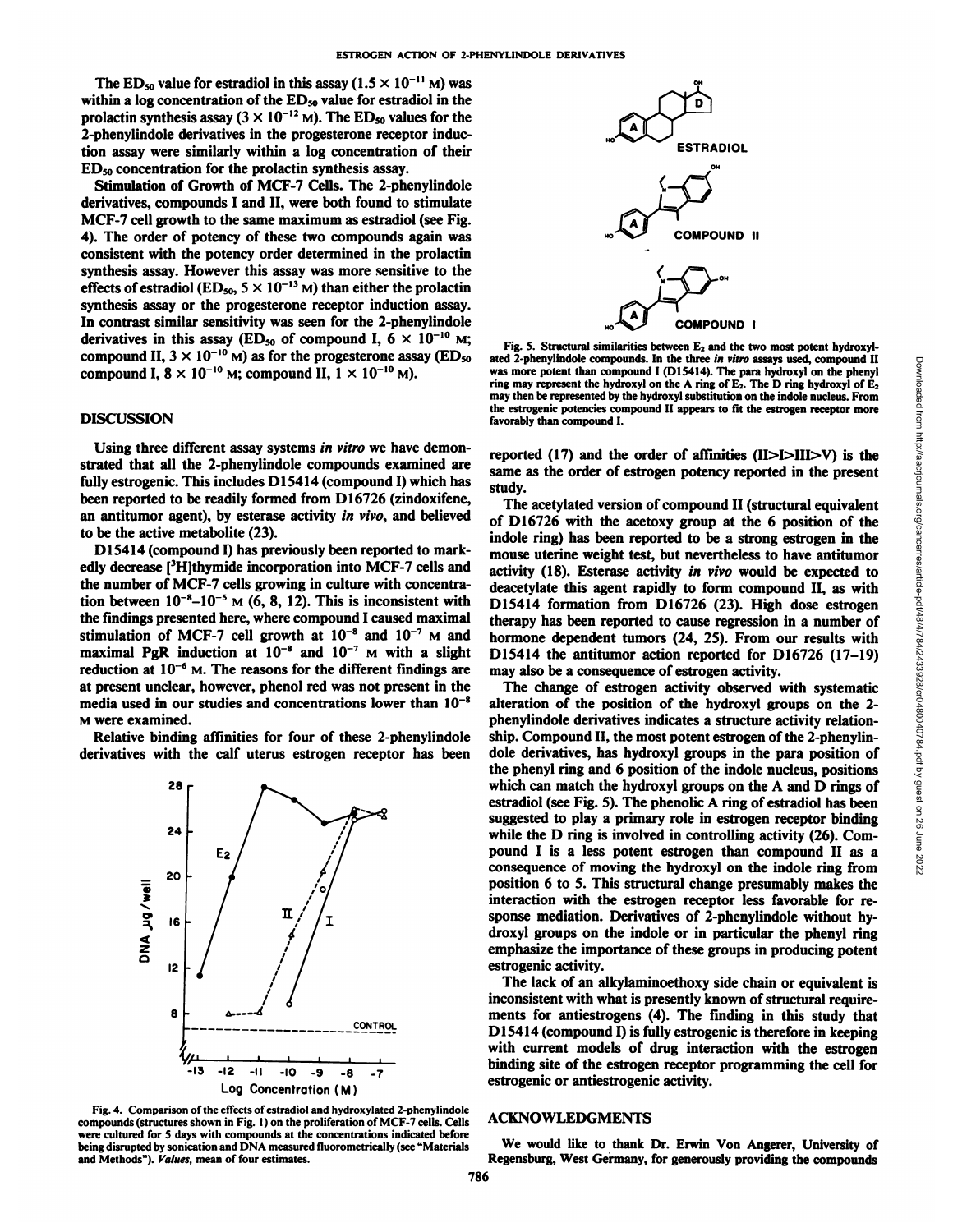The $ED_{50}$ value for estradiol in this assay ($1.5 \times 10^{-11}$ M) was within a log concentration of the $ED_{50}$ value for estradiol in the prolactin synthesis assay ($3 \times 10^{-12}$ M). The $ED_{50}$ values for the 2-phenylindole derivatives in the progesterone receptor induction assay were similarly within a log concentration of their $ED_{50}$ concentration for the prolactin synthesis assay.

**Stimulation of Growth of MCF-7 Cells.** The 2-phenylindole derivatives, compounds I and II, were both found to stimulate MCF-7 cell growth to the same maximum as estradiol (see Fig. 4). The order of potency of these two compounds again was consistent with the potency order determined in the prolactin synthesis assay. However this assay was more sensitive to the effects of estradiol ($ED_{50}$, $5 \times 10^{-13}$ M) than either the prolactin synthesis assay or the progesterone receptor induction assay. In contrast similar sensitivity was seen for the 2-phenylindole derivatives in this assay ($ED_{50}$ of compound I, $6 \times 10^{-10}$ M; compound II, $3 \times 10^{-10}$ M) as for the progesterone assay ($ED_{50}$ compound I, $8 \times 10^{-10}$ M; compound II, $1 \times 10^{-10}$ M).

## DISCUSSION

Using three different assay systems *in vitro* we have demonstrated that all the 2-phenylindole compounds examined are fully estrogenic. This includes D15414 (compound I) which has been reported to be readily formed from D16726 (zindoxifene, an antitumor agent), by esterase activity *in vivo*, and believed to be the active metabolite (23).

D15414 (compound I) has previously been reported to markedly decrease [$^{3}$H]thymide incorporation into MCF-7 cells and the number of MCF-7 cells growing in culture with concentration between $10^{-8}$–$10^{-5}$ M (6, 8, 12). This is inconsistent with the findings presented here, where compound I caused maximal stimulation of MCF-7 cell growth at $10^{-8}$ and $10^{-7}$ M and maximal PgR induction at $10^{-8}$ and $10^{-7}$ M with a slight reduction at $10^{-6}$ M. The reasons for the different findings are at present unclear, however, phenol red was not present in the media used in our studies and concentrations lower than $10^{-8}$ M were examined.

Relative binding affinities for four of these 2-phenylindole derivatives with the calf uterus estrogen receptor has been reported (17) and the order of affinities (II>I>III>V) is the same as the order of estrogen potency reported in the present study.

Fig. 4. Comparison of the effects of estradiol and hydroxylated 2-phenylindole compounds (structures shown in Fig. 1) on the proliferation of MCF-7 cells. Cells were cultured for 5 days with compounds at the concentrations indicated before being disrupted by sonication and DNA measured fluorometrically (see "Materials and Methods"). *Values*, mean of four estimates.

Fig. 5. Structural similarities between $E_2$ and the two most potent hydroxylated 2-phenylindole compounds. In the three *in vitro* assays used, compound II was more potent than compound I (D15414). The para hydroxyl on the phenyl ring may represent the hydroxyl on the A ring of $E_2$. The D ring hydroxyl of $E_2$ may then be represented by the hydroxyl substitution on the indole nucleus. From the estrogenic potencies compound II appears to fit the estrogen receptor more favorably than compound I.

The acetylated version of compound II (structural equivalent of D16726 with the acetoxy group at the 6 position of the indole ring) has been reported to be a strong estrogen in the mouse uterine weight test, but nevertheless to have antitumor activity (18). Esterase activity *in vivo* would be expected to deacetylate this agent rapidly to form compound II, as with D15414 formation from D16726 (23). High dose estrogen therapy has been reported to cause regression in a number of hormone dependent tumors (24, 25). From our results with D15414 the antitumor action reported for D16726 (17–19) may also be a consequence of estrogen activity.

The change of estrogen activity observed with systematic alteration of the position of the hydroxyl groups on the 2-phenylindole derivatives indicates a structure activity relationship. Compound II, the most potent estrogen of the 2-phenylindole derivatives, has hydroxyl groups in the para position of the phenyl ring and 6 position of the indole nucleus, positions which can match the hydroxyl groups on the A and D rings of estradiol (see Fig. 5). The phenolic A ring of estradiol has been suggested to play a primary role in estrogen receptor binding while the D ring is involved in controlling activity (26). Compound I is a less potent estrogen than compound II as a consequence of moving the hydroxyl on the indole ring from position 6 to 5. This structural change presumably makes the interaction with the estrogen receptor less favorable for response mediation. Derivatives of 2-phenylindole without hydroxyl groups on the indole or in particular the phenyl ring emphasize the importance of these groups in producing potent estrogenic activity.

The lack of an alkylaminoethoxy side chain or equivalent is inconsistent with what is presently known of structural requirements for antiestrogens (4). The finding in this study that D15414 (compound I) is fully estrogenic is therefore in keeping with current models of drug interaction with the estrogen binding site of the estrogen receptor programming the cell for estrogenic or antiestrogenic activity.

## ACKNOWLEDGMENTS

We would like to thank Dr. Erwin Von Angerer, University of Regensburg, West Germany, for generously providing the compounds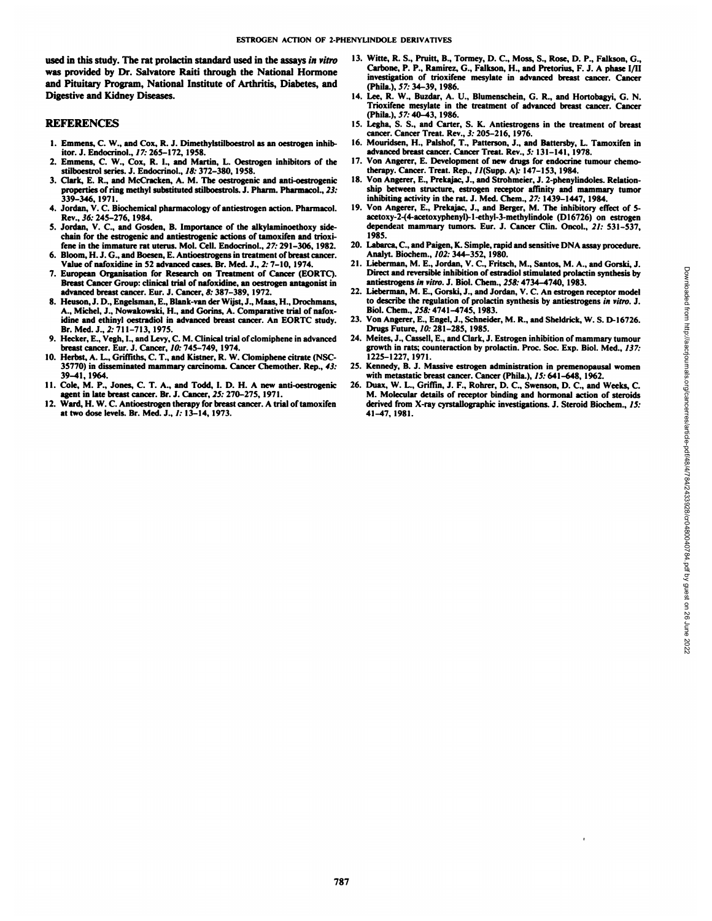used in this study. The rat prolactin standard used in the assays *in vitro* was provided by Dr. Salvatore Raiti through the National Hormone and Pituitary Program, National Institute of Arthritis, Diabetes, and Digestive and Kidney Diseases.

## REFERENCES

1. Emmens, C. W., and Cox, R. J. Dimethylstilboestrol as an oestrogen inhibitor. J. Endocrinol., *17:* 265–172, 1958.
2. Emmens, C. W., Cox, R. I., and Martin, L. Oestrogen inhibitors of the stilboestrol series. J. Endocrinol., *18:* 372–380, 1958.
3. Clark, E. R., and McCracken, A. M. The oestrogenic and anti-oestrogenic properties of ring methyl substituted stilboestrols. J. Pharm. Pharmacol., *23:* 339–346, 1971.
4. Jordan, V. C. Biochemical pharmacology of antiestrogen action. Pharmacol. Rev., *36:* 245–276, 1984.
5. Jordan, V. C., and Gosden, B. Importance of the alkylaminoethoxy side-chain for the estrogenic and antiestrogenic actions of tamoxifen and trioxifene in the immature rat uterus. Mol. Cell. Endocrinol., *27:* 291–306, 1982.
6. Bloom, H. J. G., and Boesen, E. Antioestrogens in treatment of breast cancer. Value of nafoxidine in 52 advanced cases. Br. Med. J., *2:* 7–10, 1974.
7. European Organisation for Research on Treatment of Cancer (EORTC). Breast Cancer Group: clinical trial of nafoxidine, an oestrogen antagonist in advanced breast cancer. Eur. J. Cancer, *8:* 387–389, 1972.
8. Heuson, J. D., Engelsman, E., Blank-van der Wijst, J., Maas, H., Drochmans, A., Michel, J., Nowakowski, H., and Gorins, A. Comparative trial of nafoxidine and ethinyl oestradiol in advanced breast cancer. An EORTC study. Br. Med. J., *2:* 711–713, 1975.
9. Hecker, E., Vegh, I., and Levy, C. M. Clinical trial of clomiphene in advanced breast cancer. Eur. J. Cancer, *10:* 745–749, 1974.
10. Herbst, A. L., Griffiths, C. T., and Kistner, R. W. Clomiphene citrate (NSC-35770) in disseminated mammary carcinoma. Cancer Chemother. Rep., *43:* 39–41, 1964.
11. Cole, M. P., Jones, C. T. A., and Todd, I. D. H. A new anti-oestrogenic agent in late breast cancer. Br. J. Cancer, *25:* 270–275, 1971.
12. Ward, H. W. C. Antioestrogen therapy for breast cancer. A trial of tamoxifen at two dose levels. Br. Med. J., *1:* 13–14, 1973.
13. Witte, R. S., Pruitt, B., Tormey, D. C., Moss, S., Rose, D. P., Falkson, G., Carbone, P. P., Ramirez, G., Falkson, H., and Pretorius, F. J. A phase I/II investigation of trioxifene mesylate in advanced breast cancer. Cancer (Phila.), *57:* 34–39, 1986.
14. Lee, R. W., Buzdar, A. U., Blumenschein, G. R., and Hortobagyi, G. N. Trioxifene mesylate in the treatment of advanced breast cancer. Cancer (Phila.), *57:* 40–43, 1986.
15. Legha, S. S., and Carter, S. K. Antiestrogens in the treatment of breast cancer. Cancer Treat. Rev., *3:* 205–216, 1976.
16. Mouridsen, H., Palshof, T., Patterson, J., and Battersby, L. Tamoxifen in advanced breast cancer. Cancer Treat. Rev., *5:* 131–141, 1978.
17. Von Angerer, E. Development of new drugs for endocrine tumour chemotherapy. Cancer. Treat. Rep., *11*(Supp. A): 147–153, 1984.
18. Von Angerer, E., Prekajac, J., and Strohmeier, J. 2-phenylindoles. Relationship between structure, estrogen receptor affinity and mammary tumor inhibiting activity in the rat. J. Med. Chem., *27:* 1439–1447, 1984.
19. Von Angerer, E., Prekajac, J., and Berger, M. The inhibitory effect of 5-acetoxy-2-(4-acetoxyphenyl)-1-ethyl-3-methylindole (D16726) on estrogen dependent mammary tumors. Eur. J. Cancer Clin. Oncol., *21:* 531–537, 1985.
20. Labarca, C., and Paigen, K. Simple, rapid and sensitive DNA assay procedure. Analyt. Biochem., *102:* 344–352, 1980.
21. Lieberman, M. E., Jordan, V. C., Fritsch, M., Santos, M. A., and Gorski, J. Direct and reversible inhibition of estradiol stimulated prolactin synthesis by antiestrogens *in vitro*. J. Biol. Chem., *258:* 4734–4740, 1983.
22. Lieberman, M. E., Gorski, J., and Jordan, V. C. An estrogen receptor model to describe the regulation of prolactin synthesis by antiestrogens *in vitro*. J. Biol. Chem., *258:* 4741–4745, 1983.
23. Von Angerer, E., Engel, J., Schneider, M. R., and Sheldrick, W. S. D-16726. Drugs Future, *10:* 281–285, 1985.
24. Meites, J., Cassell, E., and Clark, J. Estrogen inhibition of mammary tumour growth in rats; counteraction by prolactin. Proc. Soc. Exp. Biol. Med., *137:* 1225–1227, 1971.
25. Kennedy, B. J. Massive estrogen administration in premenopausal women with metastatic breast cancer. Cancer (Phila.), *15:* 641–648, 1962.
26. Duax, W. L., Griffin, J. F., Rohrer, D. C., Swenson, D. C., and Weeks, C. M. Molecular details of receptor binding and hormonal action of steroids derived from X-ray cyrstallographic investigations. J. Steroid Biochem., *15:* 41–47, 1981.